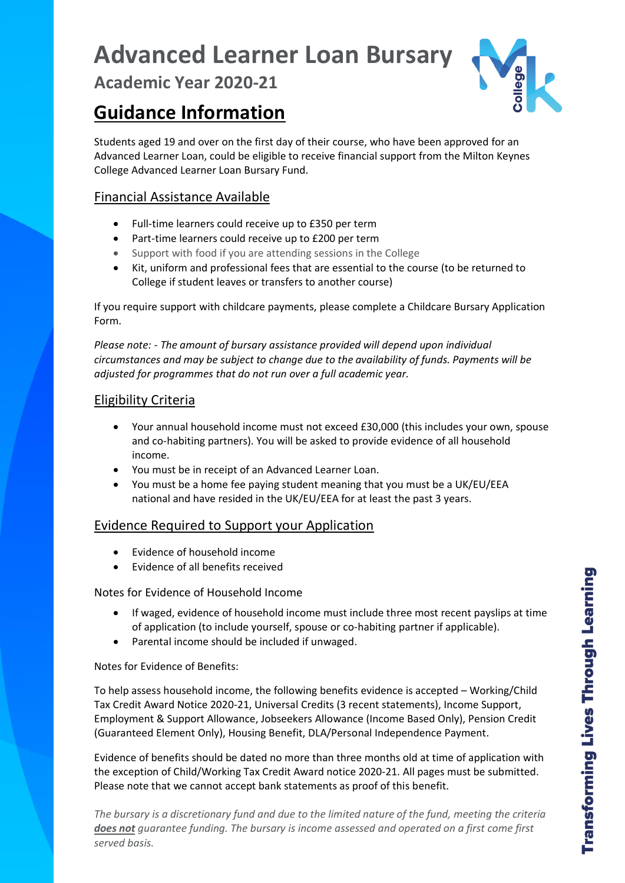# Advanced Learner Loan Bursary

## Academic Year 2020-21

## Guidance Information

Students aged 19 and over on the first day of their course, who have been approved for an Advanced Learner Loan, could be eligible to receive financial support from the Milton Keynes College Advanced Learner Loan Bursary Fund.

### Financial Assistance Available

- Full-time learners could receive up to £350 per term
- Part-time learners could receive up to £200 per term
- Support with food if you are attending sessions in the College
- Kit, uniform and professional fees that are essential to the course (to be returned to College if student leaves or transfers to another course)

If you require support with childcare payments, please complete a Childcare Bursary Application Form.

*Please note: - The amount of bursary assistance provided will depend upon individual circumstances and may be subject to change due to the availability of funds. Payments will be adjusted for programmes that do not run over a full academic year.*

### Eligibility Criteria

- Your annual household income must not exceed £30,000 (this includes your own, spouse and co-habiting partners). You will be asked to provide evidence of all household income.
- You must be in receipt of an Advanced Learner Loan.
- You must be a home fee paying student meaning that you must be a UK/EU/EEA national and have resided in the UK/EU/EEA for at least the past 3 years.

### Evidence Required to Support your Application

- Evidence of household income
- Evidence of all benefits received

Notes for Evidence of Household Income

- If waged, evidence of household income must include three most recent payslips at time of application (to include yourself, spouse or co-habiting partner if applicable).
- Parental income should be included if unwaged.

Notes for Evidence of Benefits:

To help assess household income, the following benefits evidence is accepted – Working/Child Tax Credit Award Notice 2020-21, Universal Credits (3 recent statements), Income Support, Employment & Support Allowance, Jobseekers Allowance (Income Based Only), Pension Credit (Guaranteed Element Only), Housing Benefit, DLA/Personal Independence Payment.

Evidence of benefits should be dated no more than three months old at time of application with the exception of Child/Working Tax Credit Award notice 2020-21. All pages must be submitted. Please note that we cannot accept bank statements as proof of this benefit.

*The bursary is a discretionary fund and due to the limited nature of the fund, meeting the criteria **does not** guarantee funding. The bursary is income assessed and operated on a first come first served basis.*

Transforming Lives Through Learning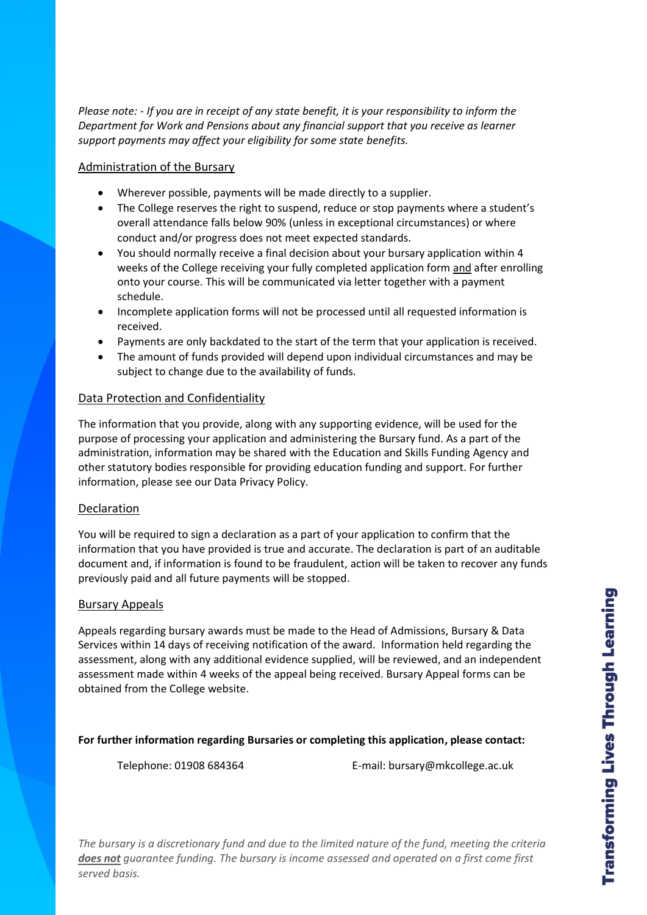*Please note: - If you are in receipt of any state benefit, it is your responsibility to inform the Department for Work and Pensions about any financial support that you receive as learner support payments may affect your eligibility for some state benefits.*

## Administration of the Bursary

- Wherever possible, payments will be made directly to a supplier.
- The College reserves the right to suspend, reduce or stop payments where a student's overall attendance falls below 90% (unless in exceptional circumstances) or where conduct and/or progress does not meet expected standards.
- You should normally receive a final decision about your bursary application within 4 weeks of the College receiving your fully completed application form and after enrolling onto your course. This will be communicated via letter together with a payment schedule.
- Incomplete application forms will not be processed until all requested information is received.
- Payments are only backdated to the start of the term that your application is received.
- The amount of funds provided will depend upon individual circumstances and may be subject to change due to the availability of funds.

## Data Protection and Confidentiality

The information that you provide, along with any supporting evidence, will be used for the purpose of processing your application and administering the Bursary fund. As a part of the administration, information may be shared with the Education and Skills Funding Agency and other statutory bodies responsible for providing education funding and support. For further information, please see our Data Privacy Policy.

## Declaration

You will be required to sign a declaration as a part of your application to confirm that the information that you have provided is true and accurate. The declaration is part of an auditable document and, if information is found to be fraudulent, action will be taken to recover any funds previously paid and all future payments will be stopped.

## Bursary Appeals

Appeals regarding bursary awards must be made to the Head of Admissions, Bursary & Data Services within 14 days of receiving notification of the award. Information held regarding the assessment, along with any additional evidence supplied, will be reviewed, and an independent assessment made within 4 weeks of the appeal being received. Bursary Appeal forms can be obtained from the College website.

**For further information regarding Bursaries or completing this application, please contact:**

Telephone: 01908 684364

E-mail: bursary@mkcollege.ac.uk

*The bursary is a discretionary fund and due to the limited nature of the fund, meeting the criteria **does not** guarantee funding. The bursary is income assessed and operated on a first come first served basis.*

Transforming Lives Through Learning